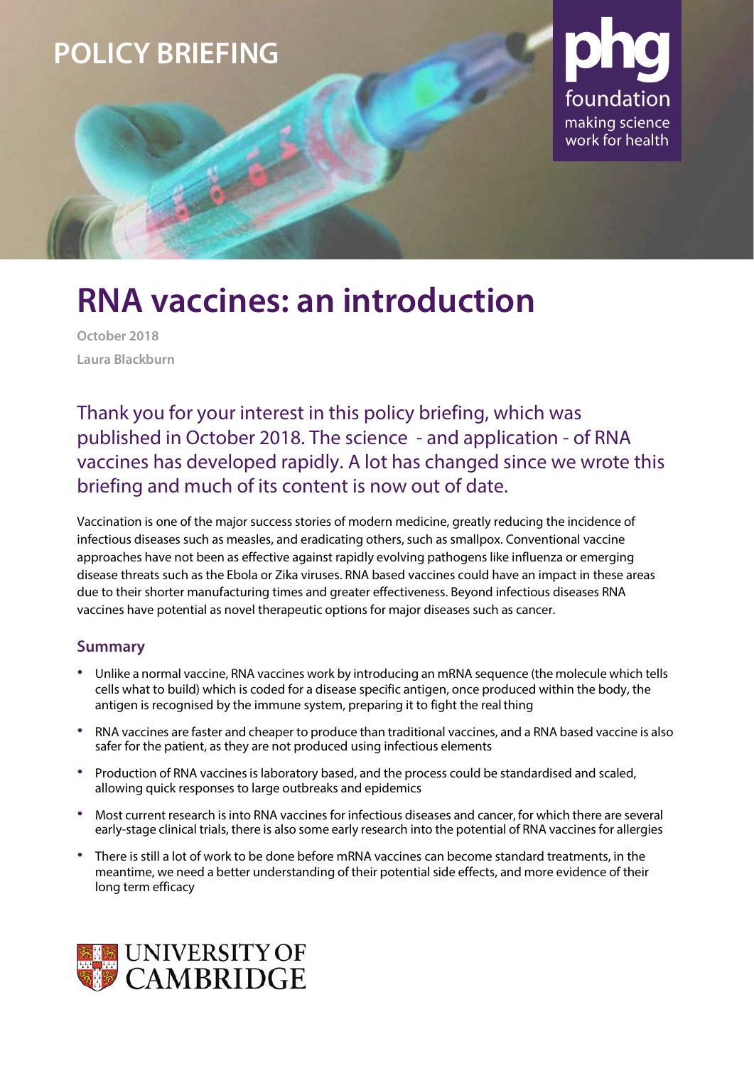POLICY BRIEFING

phg foundation
making science work for health

# RNA vaccines: an introduction

October 2018

Laura Blackburn

## Thank you for your interest in this policy briefing, which was published in October 2018. The science - and application - of RNA vaccines has developed rapidly. A lot has changed since we wrote this briefing and much of its content is now out of date.

Vaccination is one of the major success stories of modern medicine, greatly reducing the incidence of infectious diseases such as measles, and eradicating others, such as smallpox. Conventional vaccine approaches have not been as effective against rapidly evolving pathogens like influenza or emerging disease threats such as the Ebola or Zika viruses. RNA based vaccines could have an impact in these areas due to their shorter manufacturing times and greater effectiveness. Beyond infectious diseases RNA vaccines have potential as novel therapeutic options for major diseases such as cancer.

### Summary

- Unlike a normal vaccine, RNA vaccines work by introducing an mRNA sequence (the molecule which tells cells what to build) which is coded for a disease specific antigen, once produced within the body, the antigen is recognised by the immune system, preparing it to fight the real thing
- RNA vaccines are faster and cheaper to produce than traditional vaccines, and a RNA based vaccine is also safer for the patient, as they are not produced using infectious elements
- Production of RNA vaccines is laboratory based, and the process could be standardised and scaled, allowing quick responses to large outbreaks and epidemics
- Most current research is into RNA vaccines for infectious diseases and cancer, for which there are several early-stage clinical trials, there is also some early research into the potential of RNA vaccines for allergies
- There is still a lot of work to be done before mRNA vaccines can become standard treatments, in the meantime, we need a better understanding of their potential side effects, and more evidence of their long term efficacy

UNIVERSITY OF CAMBRIDGE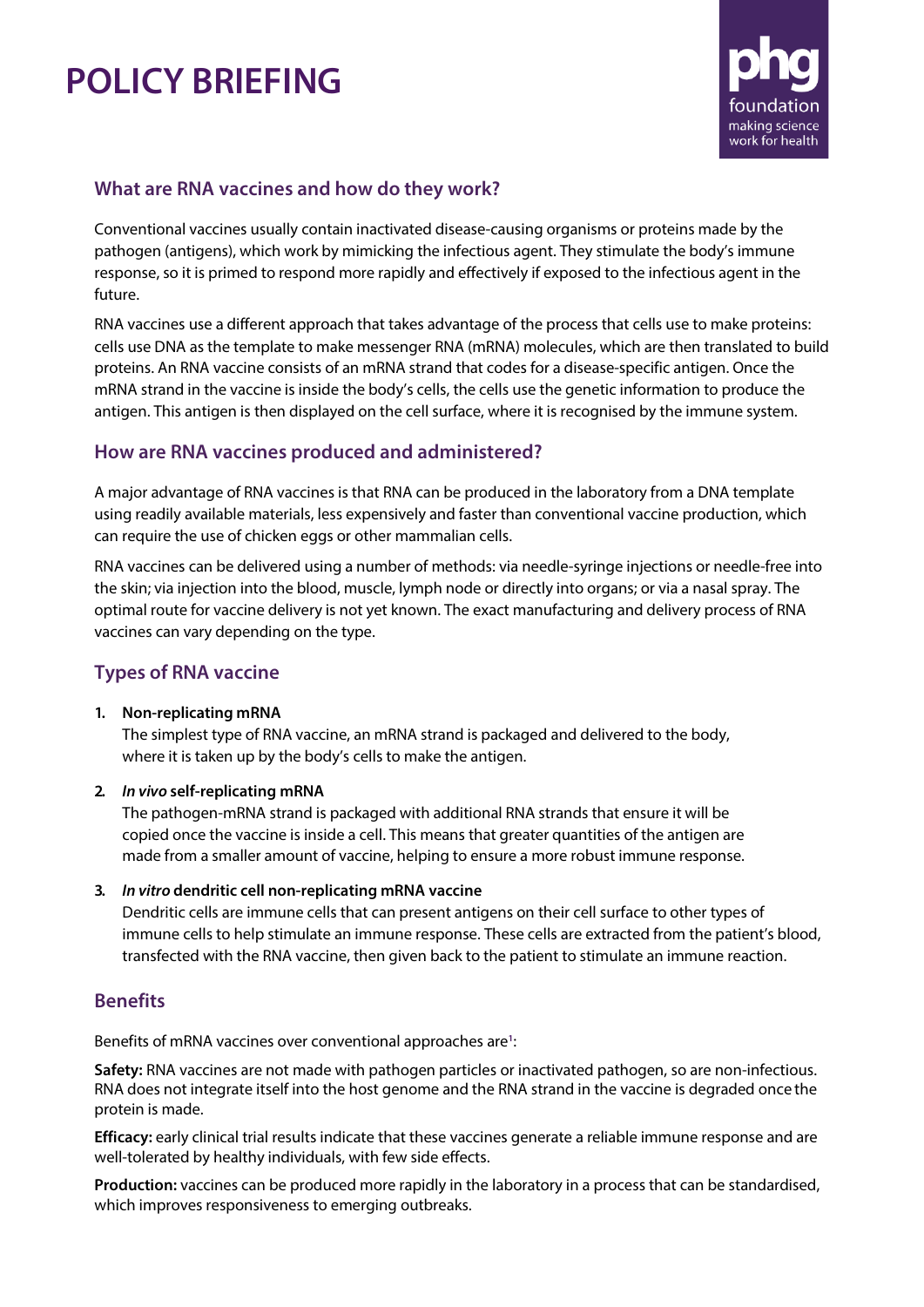# POLICY BRIEFING

## What are RNA vaccines and how do they work?

Conventional vaccines usually contain inactivated disease-causing organisms or proteins made by the pathogen (antigens), which work by mimicking the infectious agent. They stimulate the body's immune response, so it is primed to respond more rapidly and effectively if exposed to the infectious agent in the future.

RNA vaccines use a different approach that takes advantage of the process that cells use to make proteins: cells use DNA as the template to make messenger RNA (mRNA) molecules, which are then translated to build proteins. An RNA vaccine consists of an mRNA strand that codes for a disease-specific antigen. Once the mRNA strand in the vaccine is inside the body's cells, the cells use the genetic information to produce the antigen. This antigen is then displayed on the cell surface, where it is recognised by the immune system.

## How are RNA vaccines produced and administered?

A major advantage of RNA vaccines is that RNA can be produced in the laboratory from a DNA template using readily available materials, less expensively and faster than conventional vaccine production, which can require the use of chicken eggs or other mammalian cells.

RNA vaccines can be delivered using a number of methods: via needle-syringe injections or needle-free into the skin; via injection into the blood, muscle, lymph node or directly into organs; or via a nasal spray. The optimal route for vaccine delivery is not yet known. The exact manufacturing and delivery process of RNA vaccines can vary depending on the type.

## Types of RNA vaccine

1. **Non-replicating mRNA**
   The simplest type of RNA vaccine, an mRNA strand is packaged and delivered to the body, where it is taken up by the body's cells to make the antigen.

2. ***In vivo* self-replicating mRNA**
   The pathogen-mRNA strand is packaged with additional RNA strands that ensure it will be copied once the vaccine is inside a cell. This means that greater quantities of the antigen are made from a smaller amount of vaccine, helping to ensure a more robust immune response.

3. ***In vitro* dendritic cell non-replicating mRNA vaccine**
   Dendritic cells are immune cells that can present antigens on their cell surface to other types of immune cells to help stimulate an immune response. These cells are extracted from the patient's blood, transfected with the RNA vaccine, then given back to the patient to stimulate an immune reaction.

## Benefits

Benefits of mRNA vaccines over conventional approaches are[1]:

**Safety:** RNA vaccines are not made with pathogen particles or inactivated pathogen, so are non-infectious. RNA does not integrate itself into the host genome and the RNA strand in the vaccine is degraded once the protein is made.

**Efficacy:** early clinical trial results indicate that these vaccines generate a reliable immune response and are well-tolerated by healthy individuals, with few side effects.

**Production:** vaccines can be produced more rapidly in the laboratory in a process that can be standardised, which improves responsiveness to emerging outbreaks.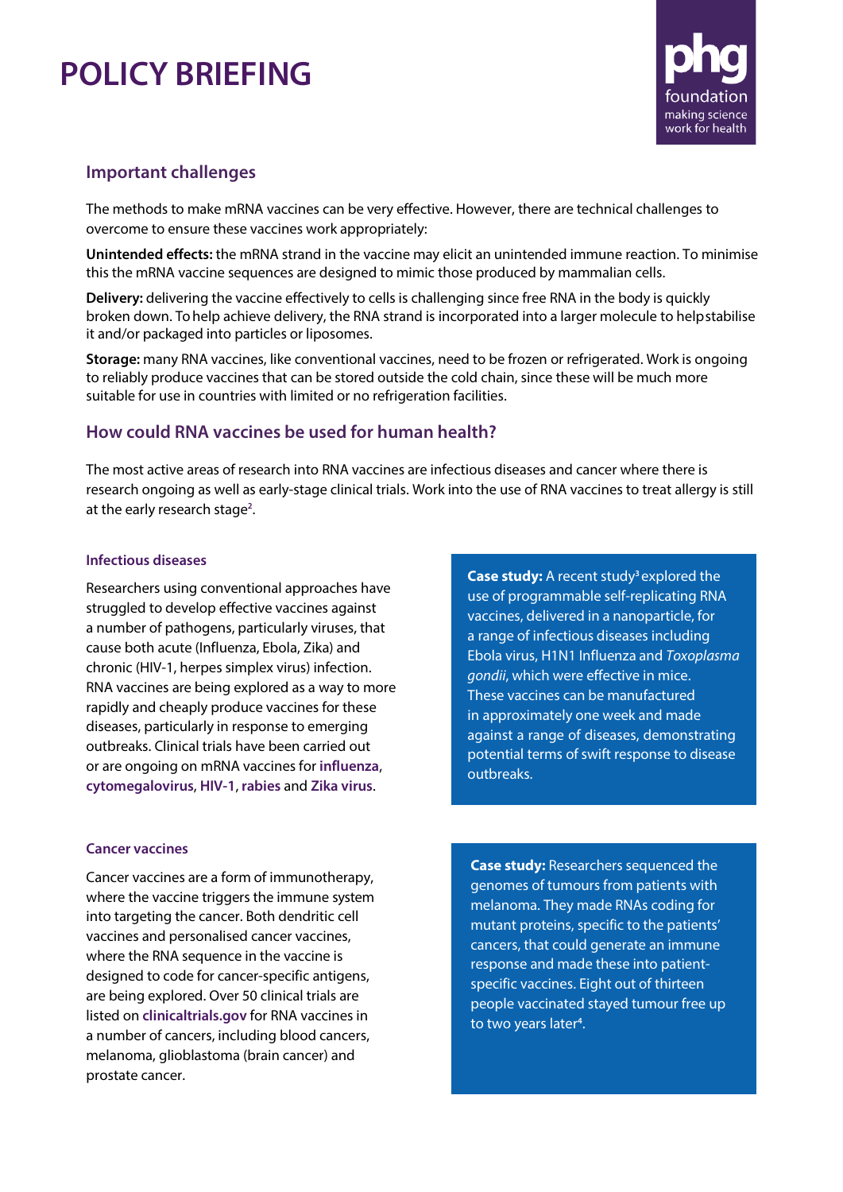## Important challenges

The methods to make mRNA vaccines can be very effective. However, there are technical challenges to overcome to ensure these vaccines work appropriately:

**Unintended effects:** the mRNA strand in the vaccine may elicit an unintended immune reaction. To minimise this the mRNA vaccine sequences are designed to mimic those produced by mammalian cells.

**Delivery:** delivering the vaccine effectively to cells is challenging since free RNA in the body is quickly broken down. To help achieve delivery, the RNA strand is incorporated into a larger molecule to help stabilise it and/or packaged into particles or liposomes.

**Storage:** many RNA vaccines, like conventional vaccines, need to be frozen or refrigerated. Work is ongoing to reliably produce vaccines that can be stored outside the cold chain, since these will be much more suitable for use in countries with limited or no refrigeration facilities.

## How could RNA vaccines be used for human health?

The most active areas of research into RNA vaccines are infectious diseases and cancer where there is research ongoing as well as early-stage clinical trials. Work into the use of RNA vaccines to treat allergy is still at the early research stage[2].

### Infectious diseases

Researchers using conventional approaches have struggled to develop effective vaccines against a number of pathogens, particularly viruses, that cause both acute (Influenza, Ebola, Zika) and chronic (HIV-1, herpes simplex virus) infection. RNA vaccines are being explored as a way to more rapidly and cheaply produce vaccines for these diseases, particularly in response to emerging outbreaks. Clinical trials have been carried out or are ongoing on mRNA vaccines for **influenza**, **cytomegalovirus**, **HIV-1**, **rabies** and **Zika virus**.

**Case study:** A recent study[3] explored the use of programmable self-replicating RNA vaccines, delivered in a nanoparticle, for a range of infectious diseases including Ebola virus, H1N1 Influenza and *Toxoplasma gondii*, which were effective in mice. These vaccines can be manufactured in approximately one week and made against a range of diseases, demonstrating potential terms of swift response to disease outbreaks.

### Cancer vaccines

Cancer vaccines are a form of immunotherapy, where the vaccine triggers the immune system into targeting the cancer. Both dendritic cell vaccines and personalised cancer vaccines, where the RNA sequence in the vaccine is designed to code for cancer-specific antigens, are being explored. Over 50 clinical trials are listed on **clinicaltrials.gov** for RNA vaccines in a number of cancers, including blood cancers, melanoma, glioblastoma (brain cancer) and prostate cancer.

**Case study:** Researchers sequenced the genomes of tumours from patients with melanoma. They made RNAs coding for mutant proteins, specific to the patients' cancers, that could generate an immune response and made these into patient-specific vaccines. Eight out of thirteen people vaccinated stayed tumour free up to two years later[4].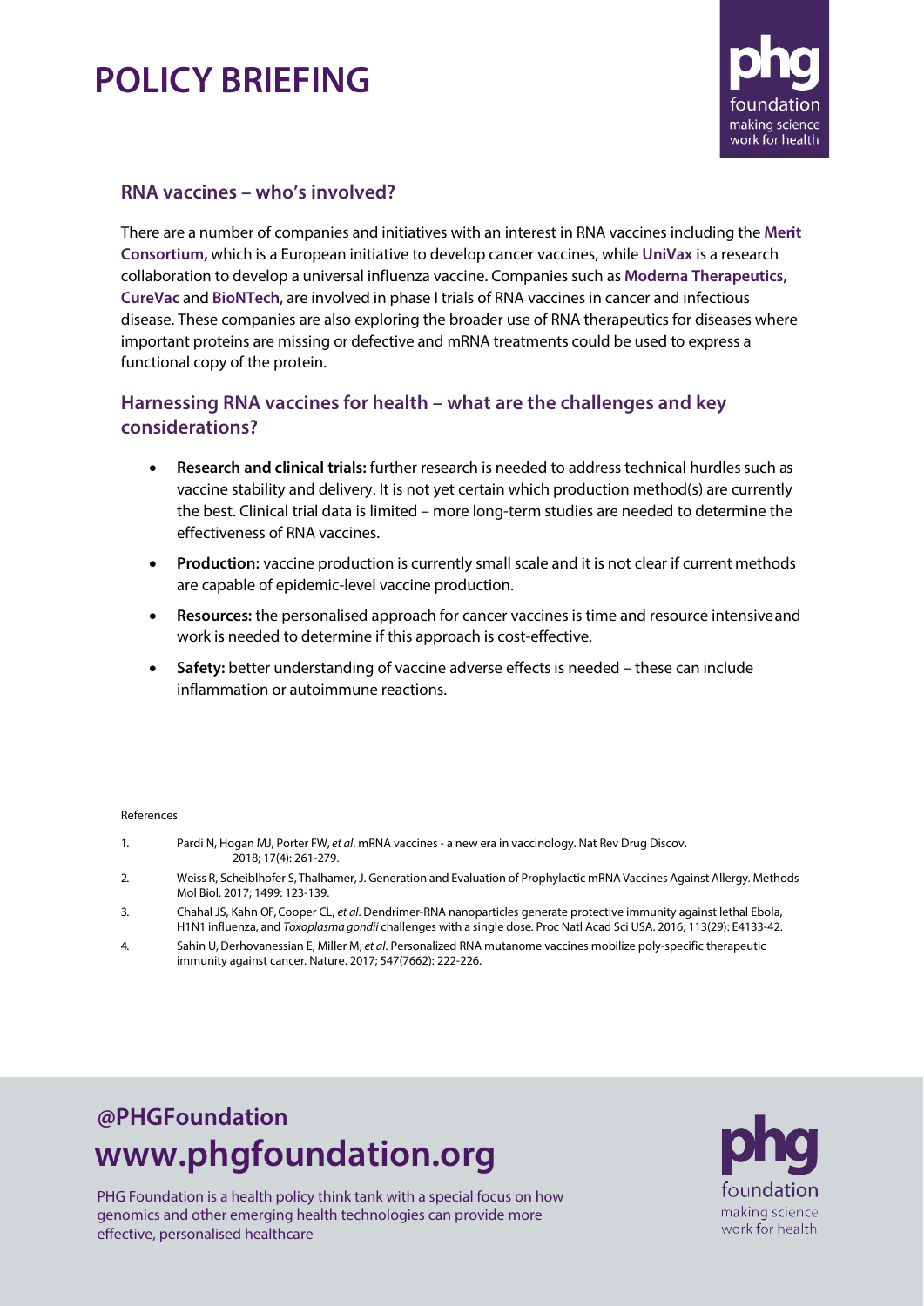# POLICY BRIEFING

## RNA vaccines – who's involved?

There are a number of companies and initiatives with an interest in RNA vaccines including the **Merit Consortium**, which is a European initiative to develop cancer vaccines, while **UniVax** is a research collaboration to develop a universal influenza vaccine. Companies such as **Moderna Therapeutics**, **CureVac** and **BioNTech**, are involved in phase I trials of RNA vaccines in cancer and infectious disease. These companies are also exploring the broader use of RNA therapeutics for diseases where important proteins are missing or defective and mRNA treatments could be used to express a functional copy of the protein.

## Harnessing RNA vaccines for health – what are the challenges and key considerations?

- **Research and clinical trials:** further research is needed to address technical hurdles such as vaccine stability and delivery. It is not yet certain which production method(s) are currently the best. Clinical trial data is limited – more long-term studies are needed to determine the effectiveness of RNA vaccines.
- **Production:** vaccine production is currently small scale and it is not clear if current methods are capable of epidemic-level vaccine production.
- **Resources:** the personalised approach for cancer vaccines is time and resource intensive and work is needed to determine if this approach is cost-effective.
- **Safety:** better understanding of vaccine adverse effects is needed – these can include inflammation or autoimmune reactions.

References

1. Pardi N, Hogan MJ, Porter FW, *et al*. mRNA vaccines - a new era in vaccinology. Nat Rev Drug Discov. 2018; 17(4): 261-279.
2. Weiss R, Scheiblhofer S, Thalhamer, J. Generation and Evaluation of Prophylactic mRNA Vaccines Against Allergy. Methods Mol Biol. 2017; 1499: 123-139.
3. Chahal JS, Kahn OF, Cooper CL, *et al*. Dendrimer-RNA nanoparticles generate protective immunity against lethal Ebola, H1N1 influenza, and *Toxoplasma gondii* challenges with a single dose. Proc Natl Acad Sci USA. 2016; 113(29): E4133-42.
4. Sahin U, Derhovanessian E, Miller M, *et al*. Personalized RNA mutanome vaccines mobilize poly-specific therapeutic immunity against cancer. Nature. 2017; 547(7662): 222-226.

**@PHGFoundation**

**www.phgfoundation.org**

PHG Foundation is a health policy think tank with a special focus on how genomics and other emerging health technologies can provide more effective, personalised healthcare